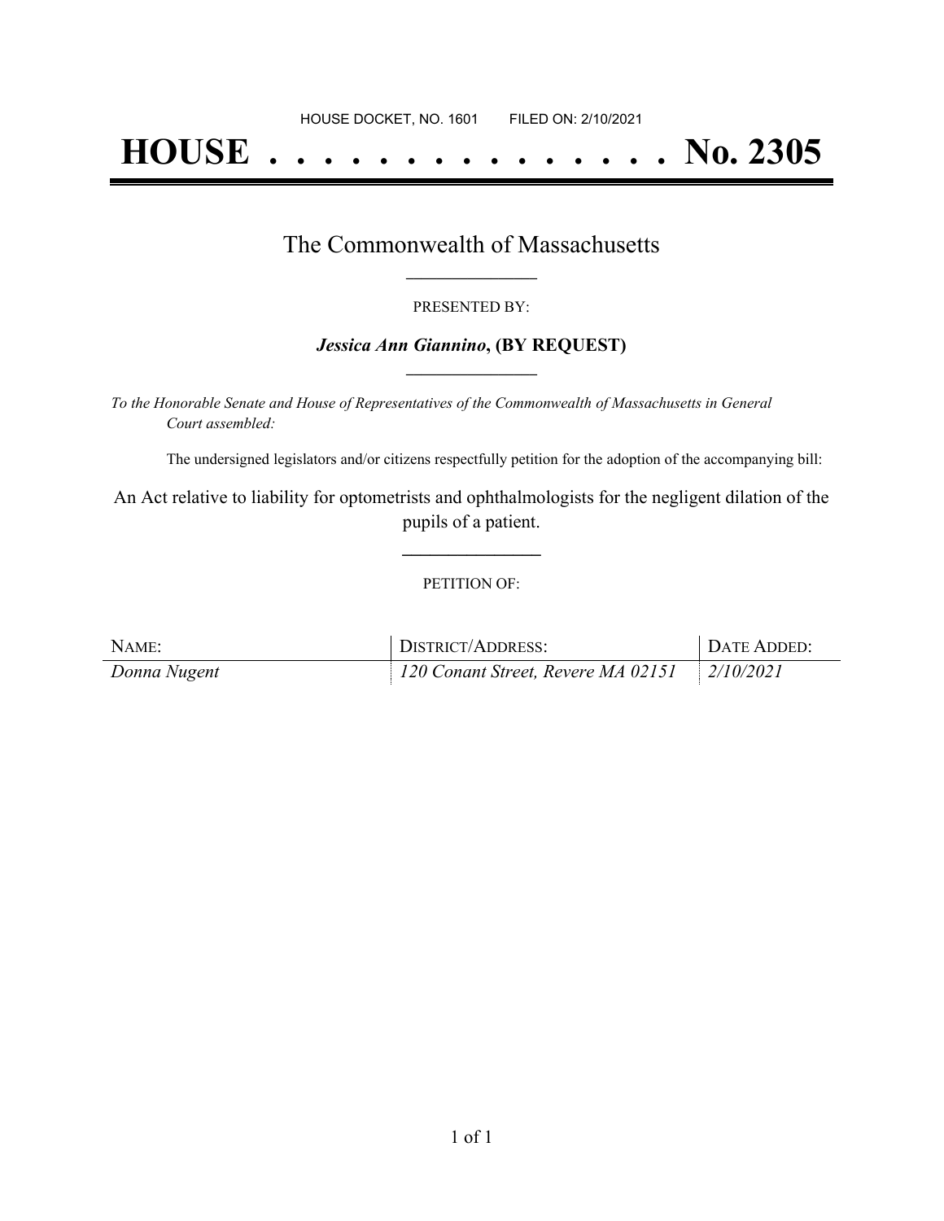HOUSE DOCKET, NO. 1601        FILED ON: 2/10/2021

# HOUSE . . . . . . . . . . . . . . . No. 2305

## The Commonwealth of Massachusetts

PRESENTED BY:

***Jessica Ann Giannino*, (BY REQUEST)**

*To the Honorable Senate and House of Representatives of the Commonwealth of Massachusetts in General Court assembled:*

The undersigned legislators and/or citizens respectfully petition for the adoption of the accompanying bill:

An Act relative to liability for optometrists and ophthalmologists for the negligent dilation of the pupils of a patient.

PETITION OF:

| NAME: | DISTRICT/ADDRESS: | DATE ADDED: |
| --- | --- | --- |
| *Donna Nugent* | *120 Conant Street, Revere MA 02151* | *2/10/2021* |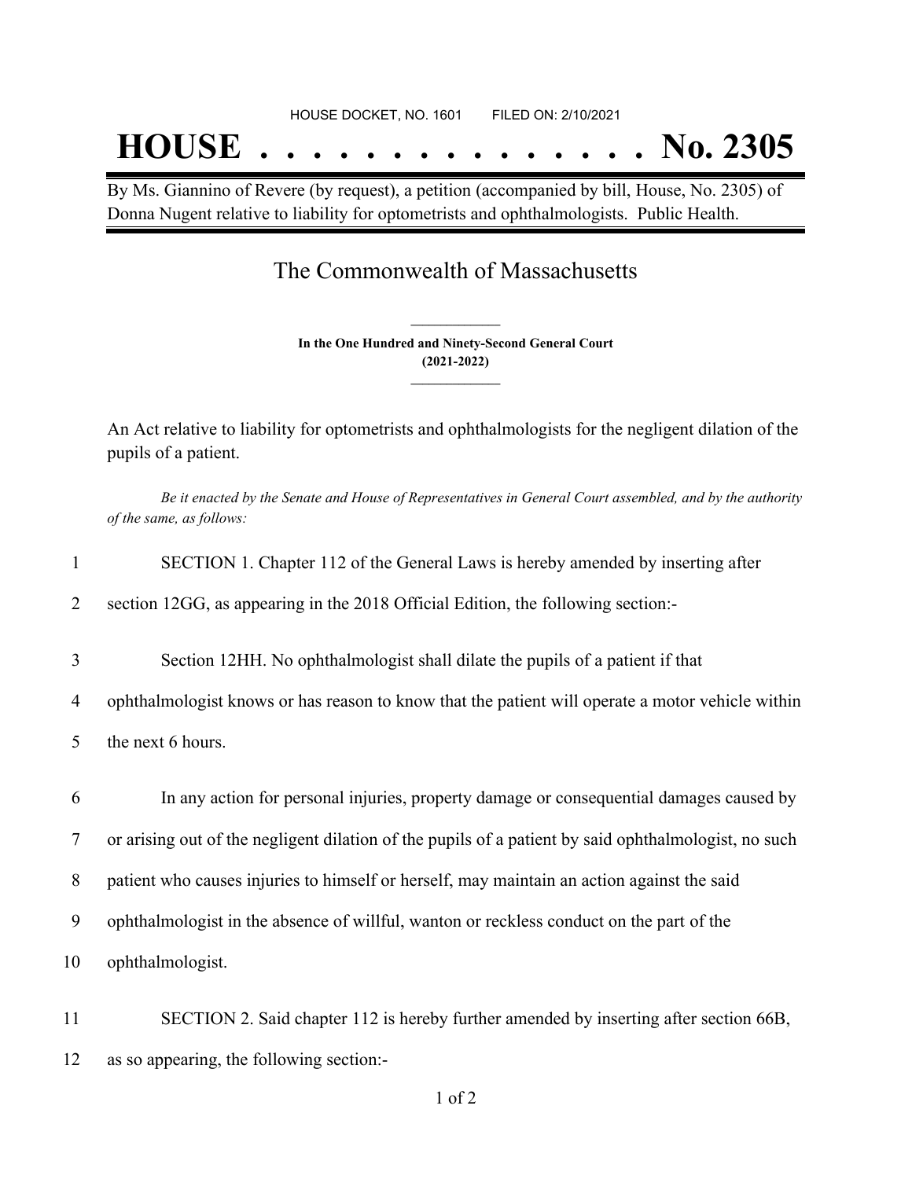HOUSE DOCKET, NO. 1601        FILED ON: 2/10/2021

# HOUSE . . . . . . . . . . . . . . . No. 2305

By Ms. Giannino of Revere (by request), a petition (accompanied by bill, House, No. 2305) of Donna Nugent relative to liability for optometrists and ophthalmologists. Public Health.

## The Commonwealth of Massachusetts

**In the One Hundred and Ninety-Second General Court**
**(2021-2022)**

An Act relative to liability for optometrists and ophthalmologists for the negligent dilation of the pupils of a patient.

*Be it enacted by the Senate and House of Representatives in General Court assembled, and by the authority of the same, as follows:*

1 SECTION 1. Chapter 112 of the General Laws is hereby amended by inserting after
2 section 12GG, as appearing in the 2018 Official Edition, the following section:-

3 Section 12HH. No ophthalmologist shall dilate the pupils of a patient if that
4 ophthalmologist knows or has reason to know that the patient will operate a motor vehicle within
5 the next 6 hours.

6 In any action for personal injuries, property damage or consequential damages caused by
7 or arising out of the negligent dilation of the pupils of a patient by said ophthalmologist, no such
8 patient who causes injuries to himself or herself, may maintain an action against the said
9 ophthalmologist in the absence of willful, wanton or reckless conduct on the part of the
10 ophthalmologist.

11 SECTION 2. Said chapter 112 is hereby further amended by inserting after section 66B,
12 as so appearing, the following section:-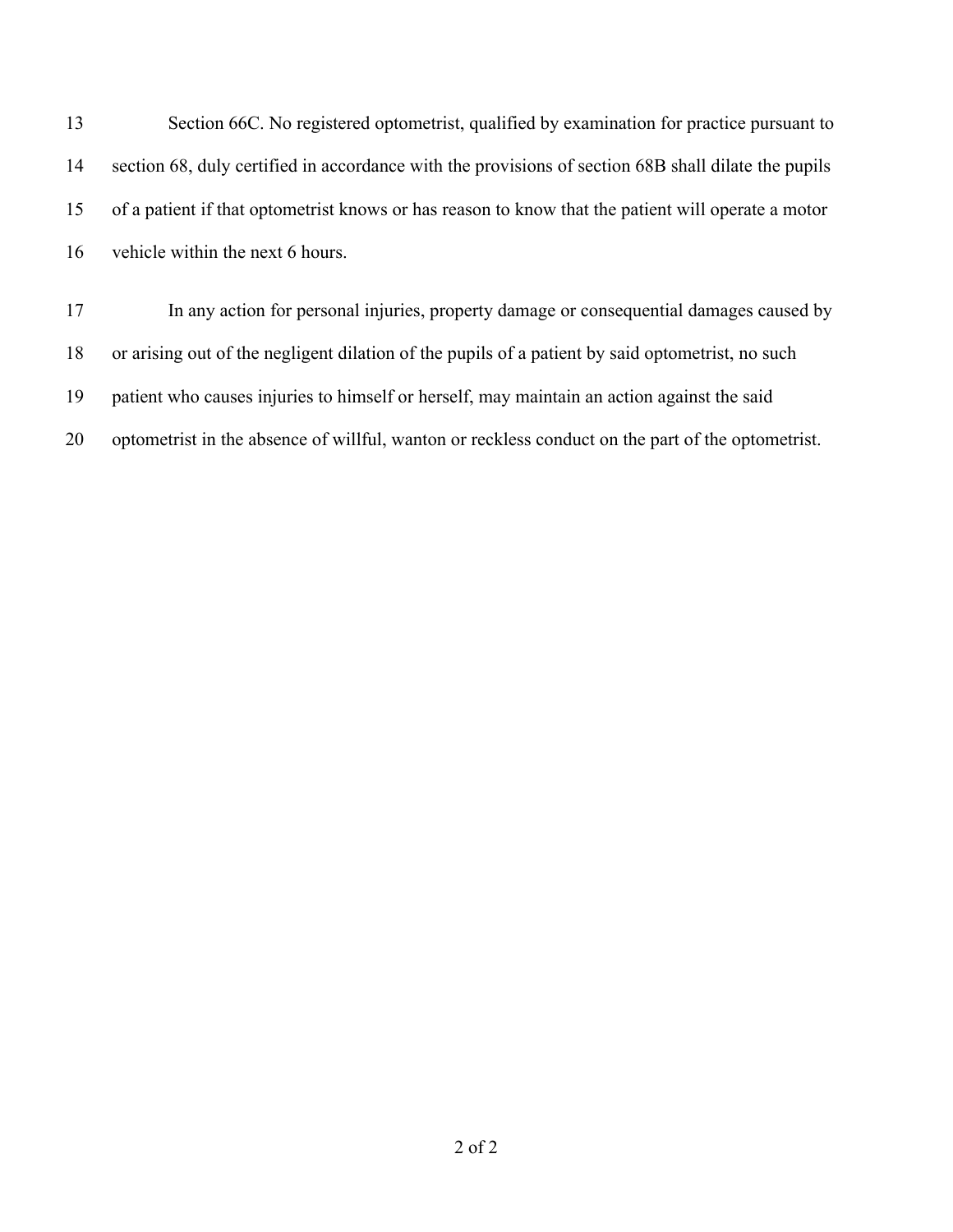Section 66C. No registered optometrist, qualified by examination for practice pursuant to section 68, duly certified in accordance with the provisions of section 68B shall dilate the pupils of a patient if that optometrist knows or has reason to know that the patient will operate a motor vehicle within the next 6 hours.

In any action for personal injuries, property damage or consequential damages caused by or arising out of the negligent dilation of the pupils of a patient by said optometrist, no such patient who causes injuries to himself or herself, may maintain an action against the said optometrist in the absence of willful, wanton or reckless conduct on the part of the optometrist.